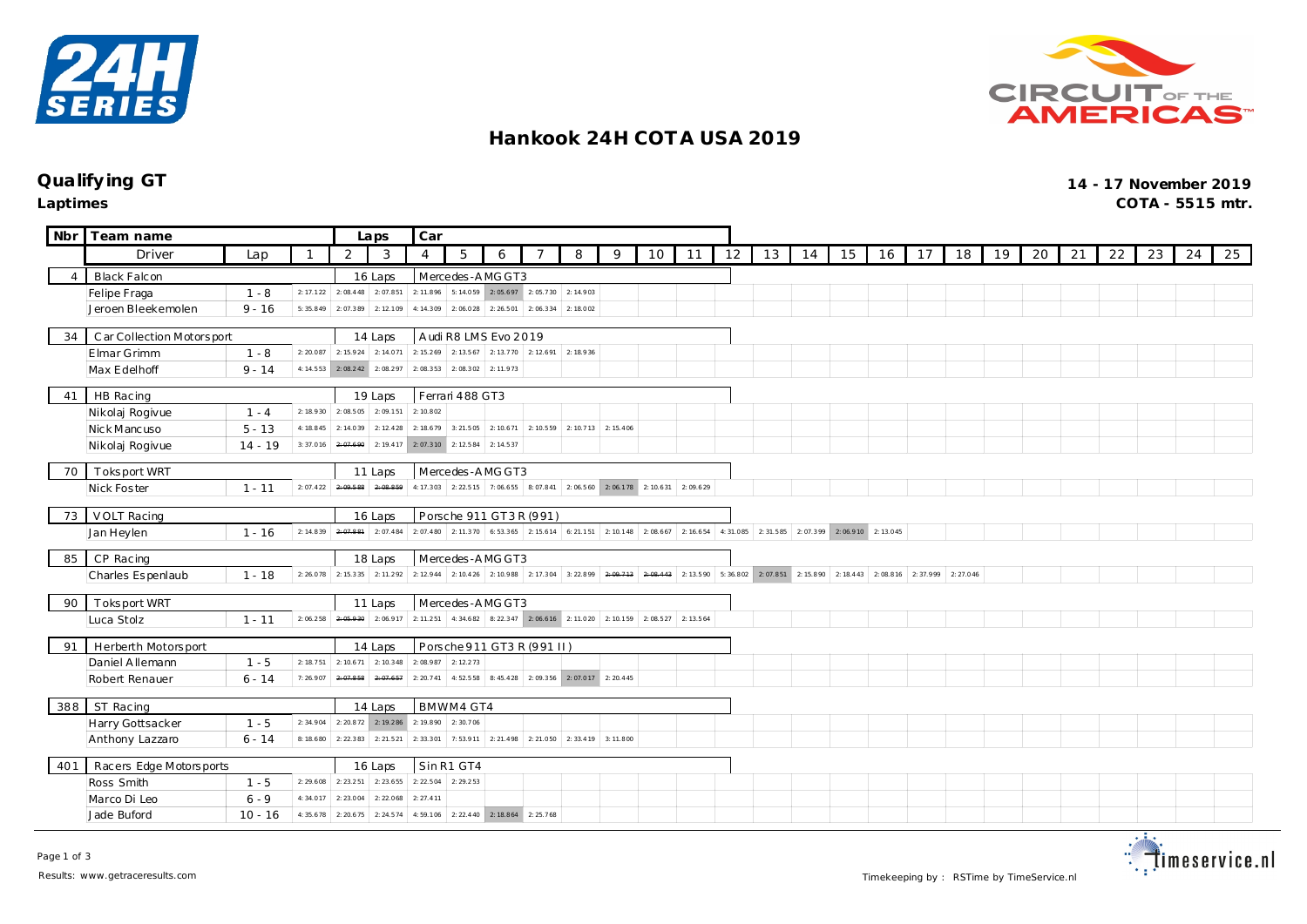# Hankook 24H COTA USA 2019

## Qualifying GT

**Laptimes**

**14 - 17 November 2019**

**COTA - 5515 mtr.**

| Nbr | Team name | | Laps | Car | | | | | | | | | | | | | | | | | | | | | | | | |
|---|---|---|---|---|---|---|---|---|---|---|---|---|---|---|---|---|---|---|---|---|---|---|---|---|---|---|---|---|
| | Driver | Lap | 1 | 2 | 3 | 4 | 5 | 6 | 7 | 8 | 9 | 10 | 11 | 12 | 13 | 14 | 15 | 16 | 17 | 18 | 19 | 20 | 21 | 22 | 23 | 24 | 25 |
| 4 | Black Falcon | | 16 Laps | | | Mercedes-AMG GT3 | | | | | | | | | | | | | | | | | | | | | |
| | Felipe Fraga | 1 - 8 | 2:17.122 | 2:08.448 | 2:07.851 | 2:11.896 | 5:14.059 | 2:05.697 | 2:05.730 | 2:14.903 | | | | | | | | | | | | | | | | | |
| | Jeroen Bleekemolen | 9 - 16 | 5:35.849 | 2:07.389 | 2:12.109 | 4:14.309 | 2:06.028 | 2:26.501 | 2:06.334 | 2:18.002 | | | | | | | | | | | | | | | | | |
| 34 | Car Collection Motorsport | | 14 Laps | | | Audi R8 LMS Evo 2019 | | | | | | | | | | | | | | | | | | | | | |
| | Elmar Grimm | 1 - 8 | 2:20.087 | 2:15.924 | 2:14.071 | 2:15.269 | 2:13.567 | 2:13.770 | 2:12.691 | 2:18.936 | | | | | | | | | | | | | | | | | |
| | Max Edelhoff | 9 - 14 | 4:14.553 | 2:08.242 | 2:08.297 | 2:08.353 | 2:08.302 | 2:11.973 | | | | | | | | | | | | | | | | | | | |
| 41 | HB Racing | | 19 Laps | | | Ferrari 488 GT3 | | | | | | | | | | | | | | | | | | | | | |
| | Nikolaj Rogivue | 1 - 4 | 2:18.930 | 2:08.505 | 2:09.151 | 2:10.802 | | | | | | | | | | | | | | | | | | | | | |
| | Nick Mancuso | 5 - 13 | 4:18.845 | 2:14.039 | 2:12.428 | 2:18.679 | 3:21.505 | 2:10.671 | 2:10.559 | 2:10.713 | 2:15.406 | | | | | | | | | | | | | | | | |
| | Nikolaj Rogivue | 14 - 19 | 3:37.016 | ~~2:07.690~~ | 2:19.417 | 2:07.310 | 2:12.584 | 2:14.537 | | | | | | | | | | | | | | | | | | | |
| 70 | Toksport WRT | | 11 Laps | | | Mercedes-AMG GT3 | | | | | | | | | | | | | | | | | | | | | |
| | Nick Foster | 1 - 11 | 2:07.422 | ~~2:09.588~~ | ~~2:08.859~~ | 4:17.303 | 2:22.515 | 7:06.655 | 8:07.841 | 2:06.560 | 2:06.178 | 2:10.631 | 2:09.629 | | | | | | | | | | | | | | |
| 73 | VOLT Racing | | 16 Laps | | | Porsche 911 GT3 R (991) | | | | | | | | | | | | | | | | | | | | | |
| | Jan Heylen | 1 - 16 | 2:14.839 | ~~2:07.881~~ | 2:07.484 | 2:07.480 | 2:11.370 | 6:53.365 | 2:15.614 | 6:21.151 | 2:10.148 | 2:08.667 | 2:16.654 | 4:31.085 | 2:31.585 | 2:07.399 | 2:06.910 | 2:13.045 | | | | | | | | | |
| 85 | CP Racing | | 18 Laps | | | Mercedes-AMG GT3 | | | | | | | | | | | | | | | | | | | | | |
| | Charles Espenlaub | 1 - 18 | 2:26.078 | 2:15.335 | 2:11.292 | 2:12.944 | 2:10.426 | 2:10.988 | 2:17.304 | 3:22.899 | ~~2:09.713~~ | ~~2:08.443~~ | 2:13.590 | 5:36.802 | 2:07.851 | 2:15.890 | 2:18.443 | 2:08.816 | 2:37.999 | 2:27.046 | | | | | | | |
| 90 | Toksport WRT | | 11 Laps | | | Mercedes-AMG GT3 | | | | | | | | | | | | | | | | | | | | | |
| | Luca Stolz | 1 - 11 | 2:06.258 | ~~2:05.920~~ | 2:06.917 | 2:11.251 | 4:34.682 | 8:22.347 | 2:06.616 | 2:11.020 | 2:10.159 | 2:08.527 | 2:13.564 | | | | | | | | | | | | | | |
| 91 | Herberth Motorsport | | 14 Laps | | | Porsche 911 GT3 R (991 II) | | | | | | | | | | | | | | | | | | | | | |
| | Daniel Allemann | 1 - 5 | 2:18.751 | 2:10.671 | 2:10.348 | 2:08.987 | 2:12.273 | | | | | | | | | | | | | | | | | | | | |
| | Robert Renauer | 6 - 14 | 7:26.907 | ~~2:07.858~~ | ~~2:07.657~~ | 2:20.741 | 4:52.558 | 8:45.428 | 2:09.356 | 2:07.017 | 2:20.445 | | | | | | | | | | | | | | | | |
| 388 | ST Racing | | 14 Laps | | | BMW M4 GT4 | | | | | | | | | | | | | | | | | | | | | |
| | Harry Gottsacker | 1 - 5 | 2:34.904 | 2:20.872 | 2:19.286 | 2:19.890 | 2:30.706 | | | | | | | | | | | | | | | | | | | | |
| | Anthony Lazzaro | 6 - 14 | 8:18.680 | 2:22.383 | 2:21.521 | 2:33.301 | 7:53.911 | 2:21.498 | 2:21.050 | 2:33.419 | 3:11.800 | | | | | | | | | | | | | | | | |
| 401 | Racers Edge Motorsports | | 16 Laps | | | Sin R1 GT4 | | | | | | | | | | | | | | | | | | | | | |
| | Ross Smith | 1 - 5 | 2:29.608 | 2:23.251 | 2:23.655 | 2:22.504 | 2:29.253 | | | | | | | | | | | | | | | | | | | | |
| | Marco Di Leo | 6 - 9 | 4:34.017 | 2:23.004 | 2:22.068 | 2:27.411 | | | | | | | | | | | | | | | | | | | | | |
| | Jade Buford | 10 - 16 | 4:35.678 | 2:20.675 | 2:24.574 | 4:59.106 | 2:22.440 | 2:18.864 | 2:25.768 | | | | | | | | | | | | | | | | | | |

Results: www.getraceresults.com

Timekeeping by : RSTime by TimeService.nl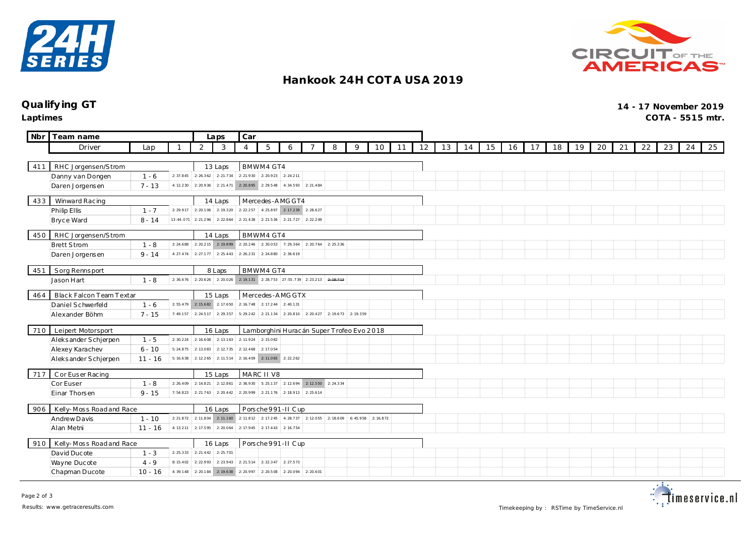# Hankook 24H COTA USA 2019

## Qualifying GT

**Laptimes**

**14 - 17 November 2019**

**COTA - 5515 mtr.**

| Nbr | Team name / Driver | Lap | 1 | 2 | 3 | 4 | 5 | 6 | 7 | 8 | 9 | 10 | 11 | 12 | 13 | 14 | 15 | 16 | 17 | 18 | 19 | 20 | 21 | 22 | 23 | 24 | 25 |
|---|---|---|---|---|---|---|---|---|---|---|---|---|---|---|---|---|---|---|---|---|---|---|---|---|---|---|---|
| 411 | RHC Jorgensen/Strom | | | 13 Laps | | BMW M4 GT4 | | | | | | | | | | | | | | | | | | | | | |
| | Danny van Dongen | 1 - 6 | 2:37.845 | 2:26.362 | 2:21.734 | 2:21.930 | 2:20.923 | 2:24.211 | | | | | | | | | | | | | | | | | | | |
| | Daren Jorgensen | 7 - 13 | 4:12.230 | 2:20.936 | 2:21.471 | 2:20.895 | 2:29.548 | 4:34.593 | 2:21.484 | | | | | | | | | | | | | | | | | | |
| 433 | Winward Racing | | | 14 Laps | | Mercedes-AMG GT4 | | | | | | | | | | | | | | | | | | | | | |
| | Philip Ellis | 1 - 7 | 2:29.917 | 2:20.106 | 2:19.320 | 2:22.257 | 4:25.897 | 2:17.239 | 2:28.627 | | | | | | | | | | | | | | | | | | |
| | Bryce Ward | 8 - 14 | 13:44.071 | 2:21.296 | 2:22.864 | 2:21.438 | 2:21.536 | 2:21.727 | 2:22.249 | | | | | | | | | | | | | | | | | | |
| 450 | RHC Jorgensen/Strom | | | 14 Laps | | BMW M4 GT4 | | | | | | | | | | | | | | | | | | | | | |
| | Brett Strom | 1 - 8 | 2:24.688 | 2:20.215 | 2:19.899 | 2:20.246 | 2:30.053 | 7:29.364 | 2:20.764 | 2:25.336 | | | | | | | | | | | | | | | | | |
| | Daren Jorgensen | 9 - 14 | 4:27.474 | 2:27.177 | 2:25.443 | 2:26.231 | 2:24.880 | 2:36.619 | | | | | | | | | | | | | | | | | | | |
| 451 | Sorg Rennsport | | | 8 Laps | | BMW M4 GT4 | | | | | | | | | | | | | | | | | | | | | |
| | Jason Hart | 1 - 8 | 2:36.676 | 2:20.626 | 2:20.026 | 2:19.131 | 2:28.753 | 27:55.739 | 2:23.213 | ~~2:18.713~~ | | | | | | | | | | | | | | | | | |
| 464 | Black Falcon Team Textar | | | 15 Laps | | Mercedes-AMG GTX | | | | | | | | | | | | | | | | | | | | | |
| | Daniel Schwerfeld | 1 - 6 | 2:55.479 | 2:15.682 | 2:17.650 | 2:16.748 | 2:17.244 | 2:40.131 | | | | | | | | | | | | | | | | | | | |
| | Alexander Böhm | 7 - 15 | 7:49.157 | 2:24.517 | 2:29.357 | 5:29.242 | 2:21.134 | 2:20.810 | 2:20.427 | 2:19.673 | 2:19.359 | | | | | | | | | | | | | | | | |
| 710 | Leipert Motorsport | | | 16 Laps | | Lamborghini Huracán Super Trofeo Evo 2018 | | | | | | | | | | | | | | | | | | | | | |
| | Aleksander Schjerpen | 1 - 5 | 2:30.224 | 2:16.608 | 2:13.163 | 2:11.924 | 2:15.082 | | | | | | | | | | | | | | | | | | | | |
| | Alexey Karachev | 6 - 10 | 5:24.875 | 2:13.083 | 2:12.735 | 2:12.468 | 2:17.054 | | | | | | | | | | | | | | | | | | | | |
| | Aleksander Schjerpen | 11 - 16 | 5:16.638 | 2:12.265 | 2:11.514 | 2:16.409 | 2:11.065 | 2:22.262 | | | | | | | | | | | | | | | | | | | |
| 717 | Cor Euser Racing | | | 15 Laps | | MARC II V8 | | | | | | | | | | | | | | | | | | | | | |
| | Cor Euser | 1 - 8 | 2:26.409 | 2:14.821 | 2:12.861 | 2:36.930 | 5:25.137 | 2:12.694 | 2:12.550 | 2:24.334 | | | | | | | | | | | | | | | | | |
| | Einar Thorsen | 9 - 15 | 7:54.823 | 2:21.763 | 2:20.442 | 2:20.999 | 2:21.176 | 2:18.913 | 2:25.614 | | | | | | | | | | | | | | | | | | |
| 906 | Kelly-Moss Road and Race | | | 16 Laps | | Porsche 991-II Cup | | | | | | | | | | | | | | | | | | | | | |
| | Andrew Davis | 1 - 10 | 2:21.872 | 2:11.804 | 2:11.160 | 2:11.812 | 2:17.245 | 4:28.737 | 2:12.055 | 2:18.609 | 6:45.958 | 2:16.872 | | | | | | | | | | | | | | | |
| | Alan Metni | 11 - 16 | 4:13.211 | 2:17.595 | 2:20.064 | 2:17.945 | 2:17.443 | 2:16.754 | | | | | | | | | | | | | | | | | | | |
| 910 | Kelly-Moss Road and Race | | | 16 Laps | | Porsche 991-II Cup | | | | | | | | | | | | | | | | | | | | | |
| | David Ducote | 1 - 3 | 2:25.333 | 2:21.442 | 2:25.701 | | | | | | | | | | | | | | | | | | | | | | |
| | Wayne Ducote | 4 - 9 | 8:15.402 | 2:22.993 | 2:23.943 | 2:21.514 | 2:22.347 | 2:27.573 | | | | | | | | | | | | | | | | | | | |
| | Chapman Ducote | 10 - 16 | 4:39.148 | 2:20.184 | 2:19.638 | 2:20.997 | 2:20.508 | 2:20.094 | 2:20.601 | | | | | | | | | | | | | | | | | | |

Results: www.getraceresults.com

Timekeeping by : RSTime by TimeService.nl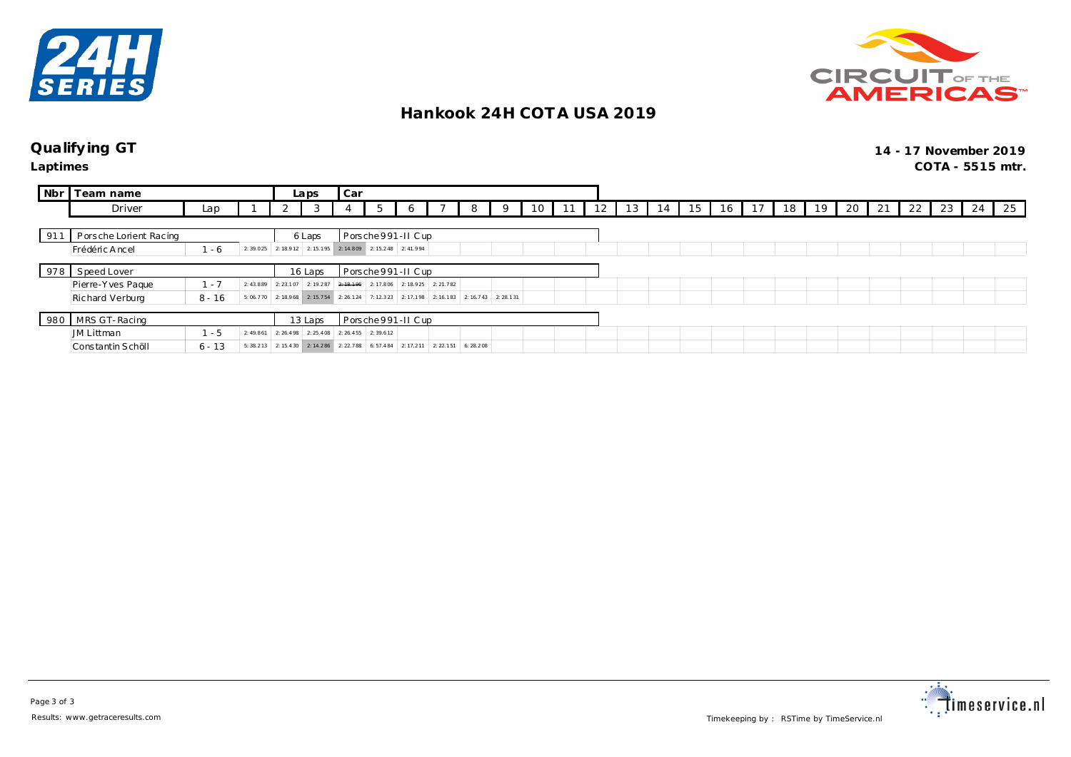# Hankook 24H COTA USA 2019

## Qualifying GT

**Laptimes**

**14 - 17 November 2019**

**COTA - 5515 mtr.**

| Nbr | Team name / Driver | Lap | 1 | 2 | 3 | 4 | 5 | 6 | 7 | 8 | 9 | 10 | 11 | 12 | 13 | 14 | 15 | 16 | 17 | 18 | 19 | 20 | 21 | 22 | 23 | 24 | 25 |
|---|---|---|---|---|---|---|---|---|---|---|---|---|---|---|---|---|---|---|---|---|---|---|---|---|---|---|---|
| 911 | Porsche Lorient Racing | | | | 6 Laps | Porsche 991-II Cup | | | | | | | | | | | | | | | | | | | | | |
| | Frédéric Ancel | 1 - 6 | 2:39.025 | 2:18.912 | 2:15.195 | 2:14.809 | 2:15.248 | 2:41.994 | | | | | | | | | | | | | | | | | | | |
| 978 | Speed Lover | | | | 16 Laps | Porsche 991-II Cup | | | | | | | | | | | | | | | | | | | | | |
| | Pierre-Yves Paque | 1 - 7 | 2:43.889 | 2:23.107 | 2:19.287 | ~~2:18.196~~ | 2:17.806 | 2:18.925 | 2:21.782 | | | | | | | | | | | | | | | | | | |
| | Richard Verburg | 8 - 16 | 5:06.770 | 2:18.968 | 2:15.754 | 2:26.124 | 7:12.323 | 2:17.198 | 2:16.183 | 2:16.743 | 2:28.131 | | | | | | | | | | | | | | | | |
| 980 | MRS GT-Racing | | | | 13 Laps | Porsche 991-II Cup | | | | | | | | | | | | | | | | | | | | | |
| | JM Littman | 1 - 5 | 2:49.861 | 2:26.498 | 2:25.408 | 2:26.455 | 2:39.612 | | | | | | | | | | | | | | | | | | | | |
| | Constantin Schöll | 6 - 13 | 5:38.213 | 2:15.430 | 2:14.286 | 2:22.788 | 6:57.484 | 2:17.211 | 2:22.151 | 6:28.208 | | | | | | | | | | | | | | | | | |

Results: www.getraceresults.com

Timekeeping by : RSTime by TimeService.nl